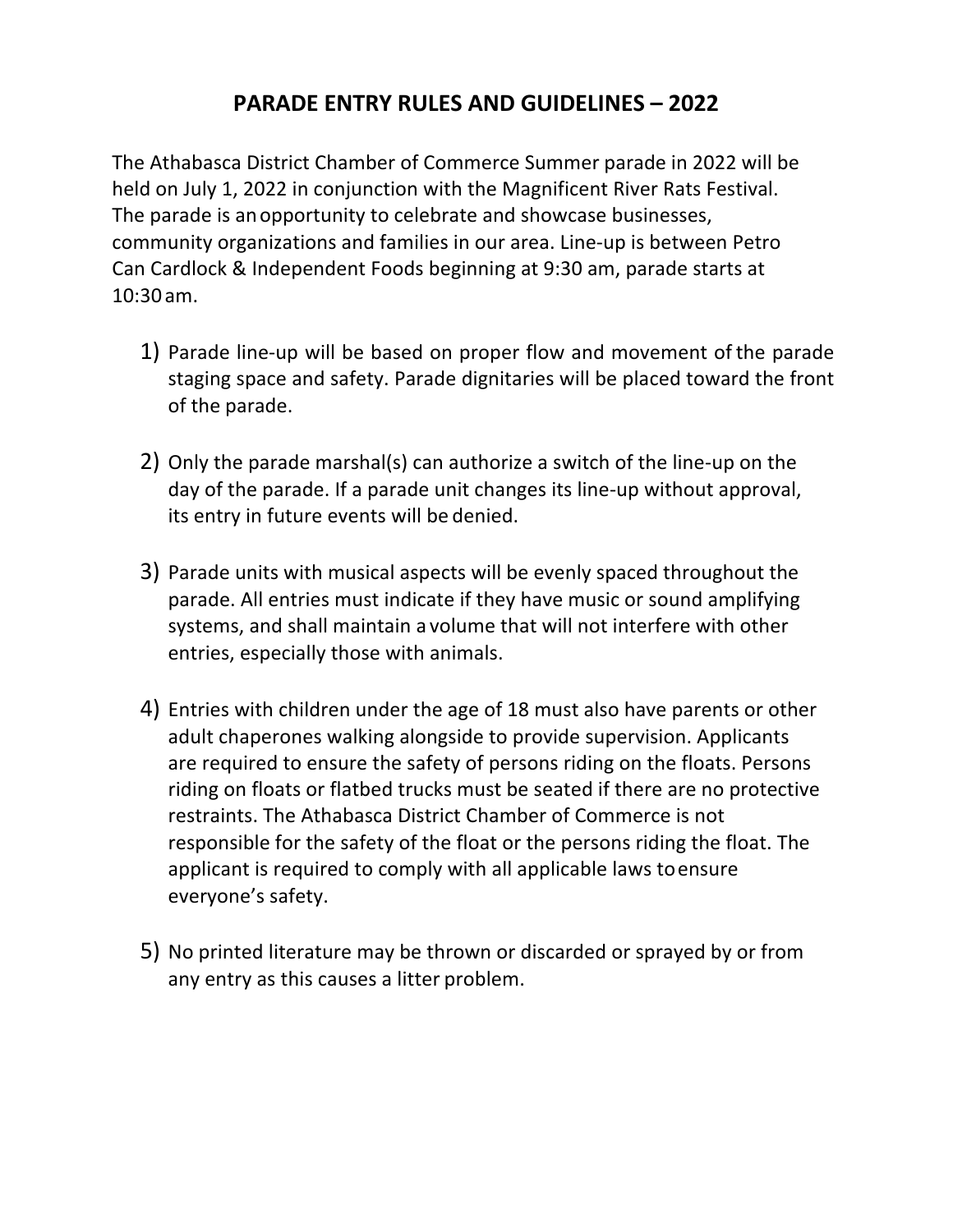# PARADE ENTRY RULES AND GUIDELINES – 2022

The Athabasca District Chamber of Commerce Summer parade in 2022 will be held on July 1, 2022 in conjunction with the Magnificent River Rats Festival. The parade is an opportunity to celebrate and showcase businesses, community organizations and families in our area. Line-up is between Petro Can Cardlock & Independent Foods beginning at 9:30 am, parade starts at 10:30 am.

1) Parade line-up will be based on proper flow and movement of the parade staging space and safety. Parade dignitaries will be placed toward the front of the parade.

2) Only the parade marshal(s) can authorize a switch of the line-up on the day of the parade. If a parade unit changes its line-up without approval, its entry in future events will be denied.

3) Parade units with musical aspects will be evenly spaced throughout the parade. All entries must indicate if they have music or sound amplifying systems, and shall maintain a volume that will not interfere with other entries, especially those with animals.

4) Entries with children under the age of 18 must also have parents or other adult chaperones walking alongside to provide supervision. Applicants are required to ensure the safety of persons riding on the floats. Persons riding on floats or flatbed trucks must be seated if there are no protective restraints. The Athabasca District Chamber of Commerce is not responsible for the safety of the float or the persons riding the float. The applicant is required to comply with all applicable laws to ensure everyone's safety.

5) No printed literature may be thrown or discarded or sprayed by or from any entry as this causes a litter problem.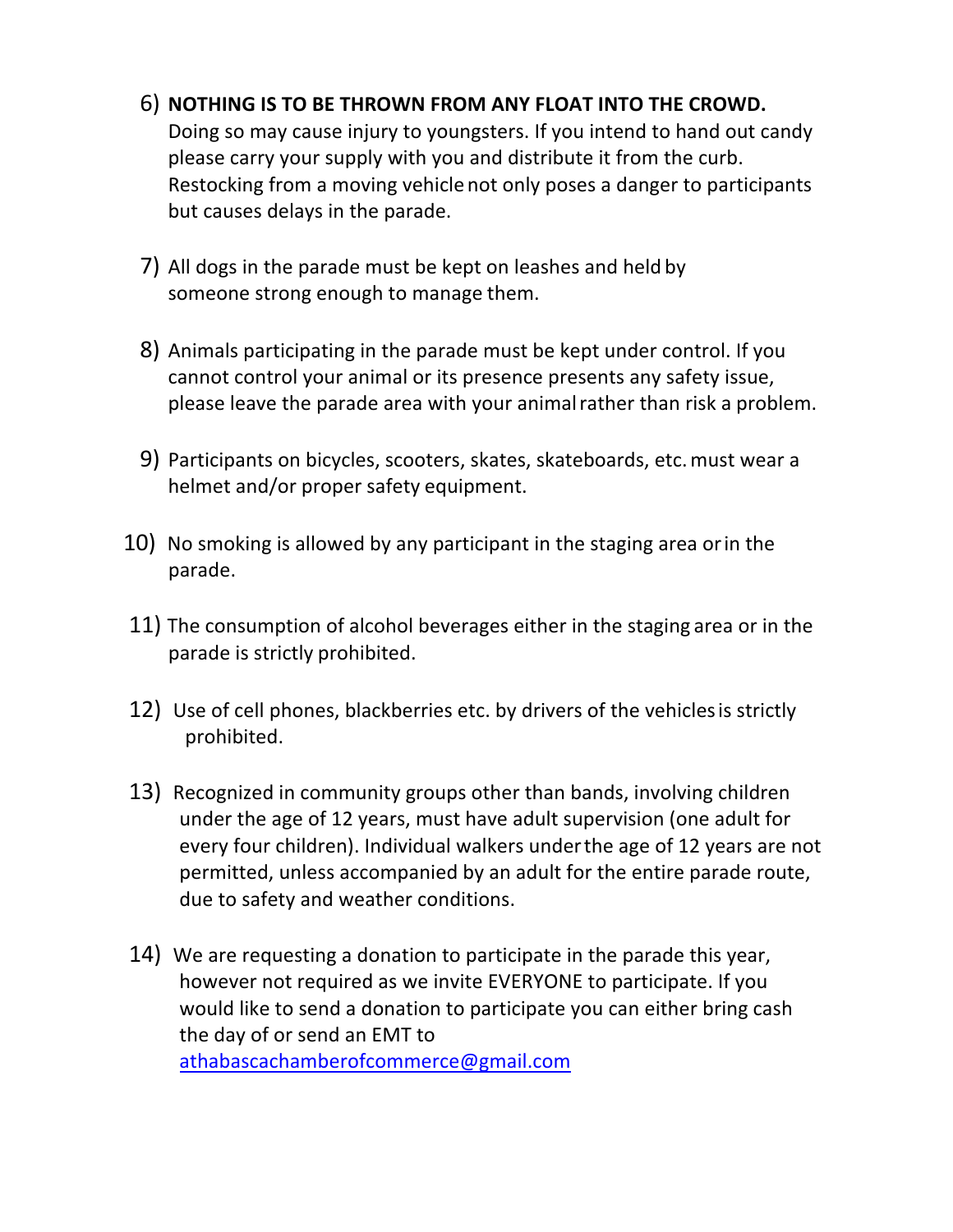6) **NOTHING IS TO BE THROWN FROM ANY FLOAT INTO THE CROWD.** Doing so may cause injury to youngsters. If you intend to hand out candy please carry your supply with you and distribute it from the curb. Restocking from a moving vehicle not only poses a danger to participants but causes delays in the parade.

7) All dogs in the parade must be kept on leashes and held by someone strong enough to manage them.

8) Animals participating in the parade must be kept under control. If you cannot control your animal or its presence presents any safety issue, please leave the parade area with your animal rather than risk a problem.

9) Participants on bicycles, scooters, skates, skateboards, etc. must wear a helmet and/or proper safety equipment.

10) No smoking is allowed by any participant in the staging area or in the parade.

11) The consumption of alcohol beverages either in the staging area or in the parade is strictly prohibited.

12) Use of cell phones, blackberries etc. by drivers of the vehicles is strictly prohibited.

13) Recognized in community groups other than bands, involving children under the age of 12 years, must have adult supervision (one adult for every four children). Individual walkers under the age of 12 years are not permitted, unless accompanied by an adult for the entire parade route, due to safety and weather conditions.

14) We are requesting a donation to participate in the parade this year, however not required as we invite EVERYONE to participate. If you would like to send a donation to participate you can either bring cash the day of or send an EMT to athabascachamberofcommerce@gmail.com